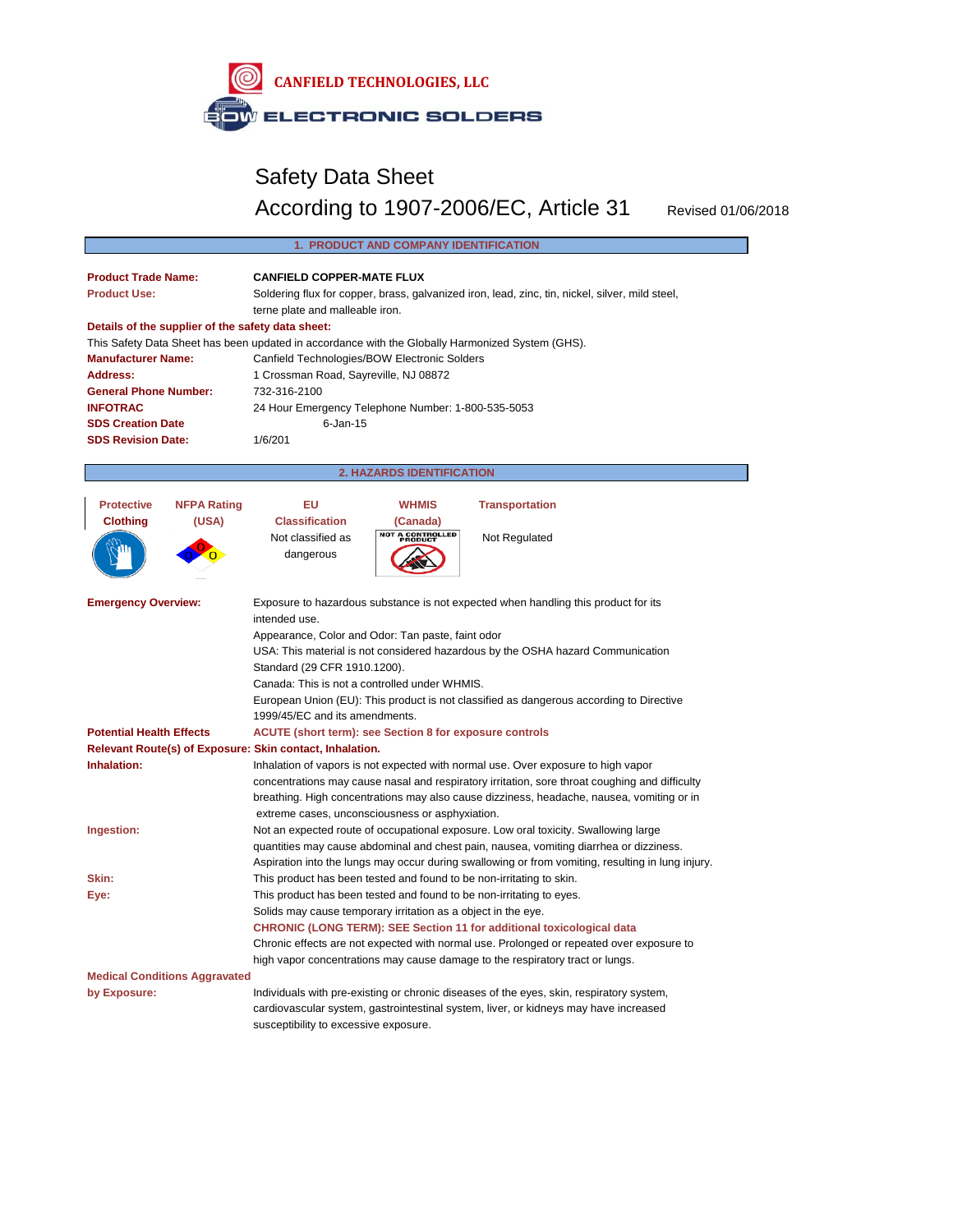CANFIELD TECHNOLOGIES, LLC

BOW ELECTRONIC SOLDERS

# Safety Data Sheet

## According to 1907-2006/EC, Article 31

Revised 01/06/2018

## 1. PRODUCT AND COMPANY IDENTIFICATION

**Product Trade Name:** **CANFIELD COPPER-MATE FLUX**

**Product Use:** Soldering flux for copper, brass, galvanized iron, lead, zinc, tin, nickel, silver, mild steel, terne plate and malleable iron.

**Details of the supplier of the safety data sheet:**

This Safety Data Sheet has been updated in accordance with the Globally Harmonized System (GHS).

**Manufacturer Name:** Canfield Technologies/BOW Electronic Solders

**Address:** 1 Crossman Road, Sayreville, NJ 08872

**General Phone Number:** 732-316-2100

**INFOTRAC** 24 Hour Emergency Telephone Number: 1-800-535-5053

**SDS Creation Date** 6-Jan-15

**SDS Revision Date:** 1/6/201

## 2. HAZARDS IDENTIFICATION

| Protective Clothing | NFPA Rating (USA) | EU Classification | WHMIS (Canada) | Transportation |
|---|---|---|---|---|
| | 0 / 0 / 0 | Not classified as dangerous | NOT A CONTROLLED PRODUCT | Not Regulated |

**Emergency Overview:** Exposure to hazardous substance is not expected when handling this product for its intended use.

Appearance, Color and Odor: Tan paste, faint odor

USA: This material is not considered hazardous by the OSHA hazard Communication Standard (29 CFR 1910.1200).

Canada: This is not a controlled under WHMIS.

European Union (EU): This product is not classified as dangerous according to Directive 1999/45/EC and its amendments.

**Potential Health Effects** **ACUTE (short term): see Section 8 for exposure controls**

**Relevant Route(s) of Exposure: Skin contact, Inhalation.**

**Inhalation:** Inhalation of vapors is not expected with normal use. Over exposure to high vapor concentrations may cause nasal and respiratory irritation, sore throat coughing and difficulty breathing. High concentrations may also cause dizziness, headache, nausea, vomiting or in extreme cases, unconsciousness or asphyxiation.

**Ingestion:** Not an expected route of occupational exposure. Low oral toxicity. Swallowing large quantities may cause abdominal and chest pain, nausea, vomiting diarrhea or dizziness. Aspiration into the lungs may occur during swallowing or from vomiting, resulting in lung injury.

**Skin:** This product has been tested and found to be non-irritating to skin.

**Eye:** This product has been tested and found to be non-irritating to eyes.

Solids may cause temporary irritation as a object in the eye.

**CHRONIC (LONG TERM): SEE Section 11 for additional toxicological data**

Chronic effects are not expected with normal use. Prolonged or repeated over exposure to high vapor concentrations may cause damage to the respiratory tract or lungs.

**Medical Conditions Aggravated by Exposure:** Individuals with pre-existing or chronic diseases of the eyes, skin, respiratory system, cardiovascular system, gastrointestinal system, liver, or kidneys may have increased susceptibility to excessive exposure.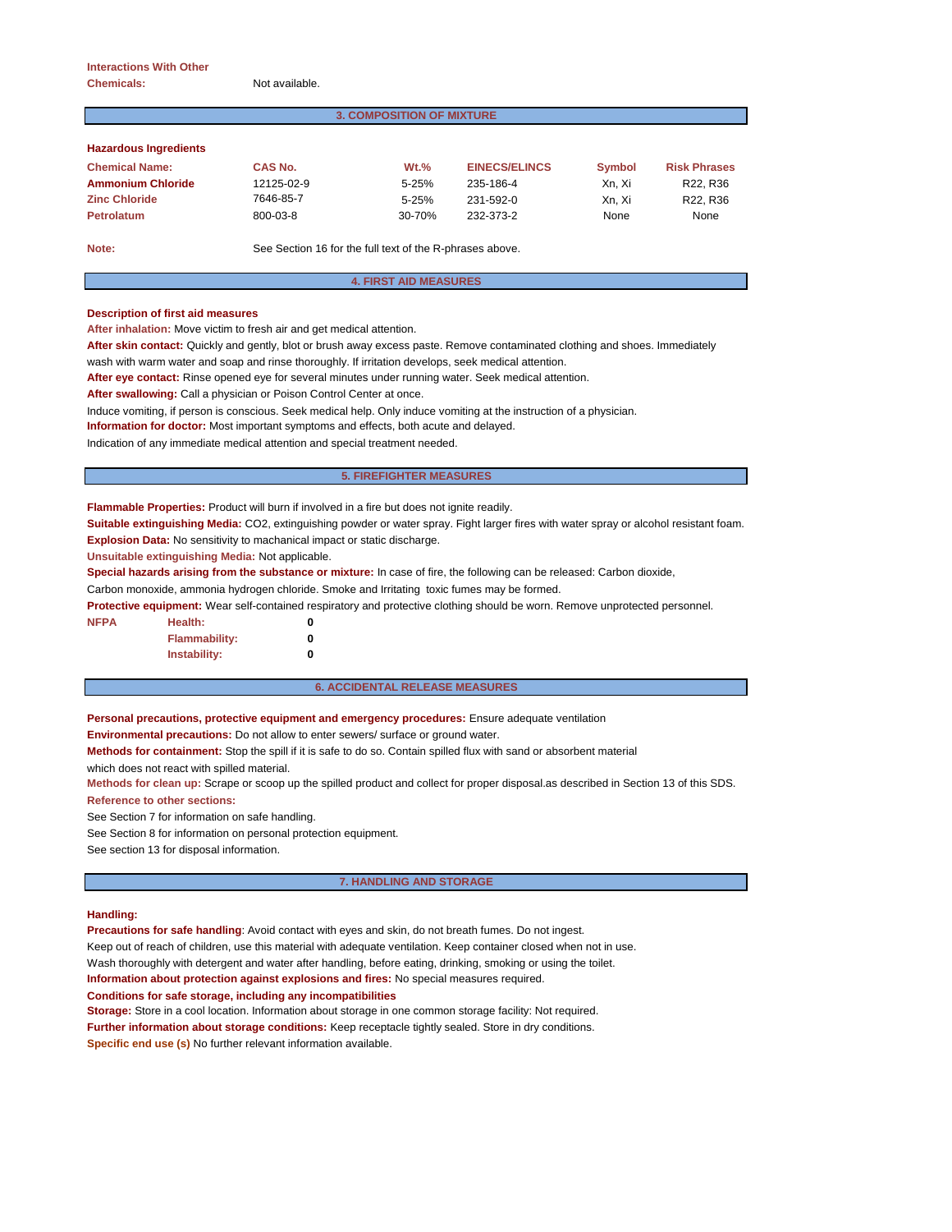**Interactions With Other Chemicals:** Not available.

## 3. COMPOSITION OF MIXTURE

**Hazardous Ingredients**

| Chemical Name: | CAS No. | Wt.% | EINECS/ELINCS | Symbol | Risk Phrases |
|---|---|---|---|---|---|
| Ammonium Chloride | 12125-02-9 | 5-25% | 235-186-4 | Xn, Xi | R22, R36 |
| Zinc Chloride | 7646-85-7 | 5-25% | 231-592-0 | Xn, Xi | R22, R36 |
| Petrolatum | 800-03-8 | 30-70% | 232-373-2 | None | None |

**Note:** See Section 16 for the full text of the R-phrases above.

## 4. FIRST AID MEASURES

**Description of first aid measures**

**After inhalation:** Move victim to fresh air and get medical attention.

**After skin contact:** Quickly and gently, blot or brush away excess paste. Remove contaminated clothing and shoes. Immediately wash with warm water and soap and rinse thoroughly. If irritation develops, seek medical attention.

**After eye contact:** Rinse opened eye for several minutes under running water. Seek medical attention.

**After swallowing:** Call a physician or Poison Control Center at once.

Induce vomiting, if person is conscious. Seek medical help. Only induce vomiting at the instruction of a physician.

**Information for doctor:** Most important symptoms and effects, both acute and delayed.

Indication of any immediate medical attention and special treatment needed.

## 5. FIREFIGHTER MEASURES

**Flammable Properties:** Product will burn if involved in a fire but does not ignite readily.

**Suitable extinguishing Media:** CO2, extinguishing powder or water spray. Fight larger fires with water spray or alcohol resistant foam.

**Explosion Data:** No sensitivity to machanical impact or static discharge.

**Unsuitable extinguishing Media:** Not applicable.

**Special hazards arising from the substance or mixture:** In case of fire, the following can be released: Carbon dioxide, Carbon monoxide, ammonia hydrogen chloride. Smoke and Irritating toxic fumes may be formed.

**Protective equipment:** Wear self-contained respiratory and protective clothing should be worn. Remove unprotected personnel.

| NFPA | | |
|---|---|---|
| | Health: | 0 |
| | Flammability: | 0 |
| | Instability: | 0 |

## 6. ACCIDENTAL RELEASE MEASURES

**Personal precautions, protective equipment and emergency procedures:** Ensure adequate ventilation

**Environmental precautions:** Do not allow to enter sewers/ surface or ground water.

**Methods for containment:** Stop the spill if it is safe to do so. Contain spilled flux with sand or absorbent material which does not react with spilled material.

**Methods for clean up:** Scrape or scoop up the spilled product and collect for proper disposal.as described in Section 13 of this SDS.

**Reference to other sections:**

See Section 7 for information on safe handling.

See Section 8 for information on personal protection equipment.

See section 13 for disposal information.

## 7. HANDLING AND STORAGE

**Handling:**

**Precautions for safe handling**: Avoid contact with eyes and skin, do not breath fumes. Do not ingest.

Keep out of reach of children, use this material with adequate ventilation. Keep container closed when not in use.

Wash thoroughly with detergent and water after handling, before eating, drinking, smoking or using the toilet.

**Information about protection against explosions and fires:** No special measures required.

**Conditions for safe storage, including any incompatibilities**

**Storage:** Store in a cool location. Information about storage in one common storage facility: Not required.

**Further information about storage conditions:** Keep receptacle tightly sealed. Store in dry conditions.

**Specific end use (s)** No further relevant information available.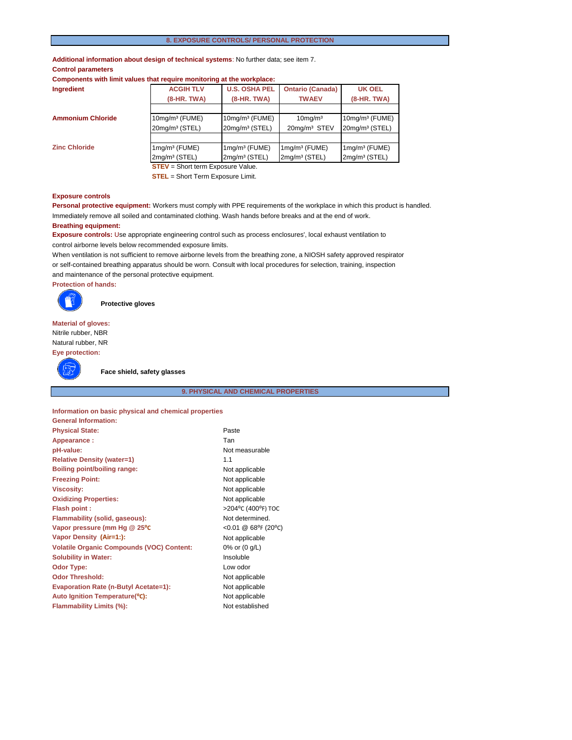## 8. EXPOSURE CONTROLS/ PERSONAL PROTECTION

**Additional information about design of technical systems**: No further data; see item 7.

**Control parameters**

**Components with limit values that require monitoring at the workplace:**

| Ingredient | ACGIH TLV (8-HR. TWA) | U.S. OSHA PEL (8-HR. TWA) | Ontario (Canada) TWAEV | UK OEL (8-HR. TWA) |
|---|---|---|---|---|
| **Ammonium Chloride** | 10mg/m³ (FUME) 20mg/m³ (STEL) | 10mg/m³ (FUME) 20mg/m³ (STEL) | 10mg/m³ 20mg/m³ STEV | 10mg/m³ (FUME) 20mg/m³ (STEL) |
| **Zinc Chloride** | 1mg/m³ (FUME) 2mg/m³ (STEL) | 1mg/m³ (FUME) 2mg/m³ (STEL) | 1mg/m³ (FUME) 2mg/m³ (STEL) | 1mg/m³ (FUME) 2mg/m³ (STEL) |

**STEV** = Short term Exposure Value.

**STEL** = Short Term Exposure Limit.

**Exposure controls**

**Personal protective equipment:** Workers must comply with PPE requirements of the workplace in which this product is handled. Immediately remove all soiled and contaminated clothing. Wash hands before breaks and at the end of work.

**Breathing equipment:**

**Exposure controls:** Use appropriate engineering control such as process enclosures', local exhaust ventilation to control airborne levels below recommended exposure limits.

When ventilation is not sufficient to remove airborne levels from the breathing zone, a NIOSH safety approved respirator or self-contained breathing apparatus should be worn. Consult with local procedures for selection, training, inspection and maintenance of the personal protective equipment.

**Protection of hands:**

**Protective gloves**

**Material of gloves:**

Nitrile rubber, NBR

Natural rubber, NR

**Eye protection:**

**Face shield, safety glasses**

## 9. PHYSICAL AND CHEMICAL PROPERTIES

**Information on basic physical and chemical properties**

**General Information:**

| | |
|---|---|
| **Physical State:** | Paste |
| **Appearance :** | Tan |
| **pH-value:** | Not measurable |
| **Relative Density (water=1)** | 1.1 |
| **Boiling point/boiling range:** | Not applicable |
| **Freezing Point:** | Not applicable |
| **Viscosity:** | Not applicable |
| **Oxidizing Properties:** | Not applicable |
| **Flash point :** | >204ºC (400ºF) TOC |
| **Flammability (solid, gaseous):** | Not determined. |
| **Vapor pressure (mm Hg @ 25ºC** | <0.01 @ 68ºF (20ºC) |
| **Vapor Density (Air=1:):** | Not applicable |
| **Volatile Organic Compounds (VOC) Content:** | 0% or (0 g/L) |
| **Solubility in Water:** | Insoluble |
| **Odor Type:** | Low odor |
| **Odor Threshold:** | Not applicable |
| **Evaporation Rate (n-Butyl Acetate=1):** | Not applicable |
| **Auto Ignition Temperature(ºC):** | Not applicable |
| **Flammability Limits (%):** | Not established |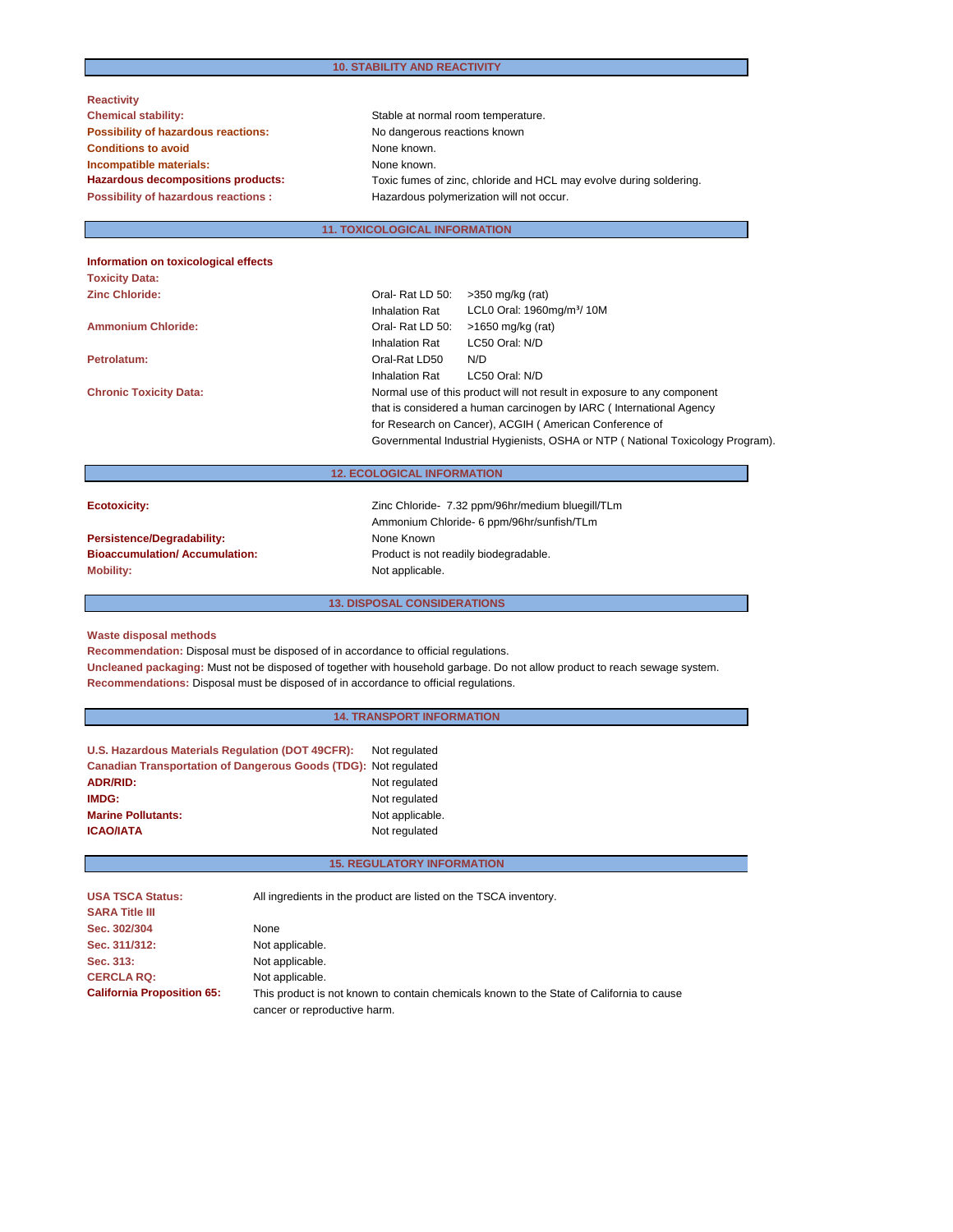## 10. STABILITY AND REACTIVITY

**Reactivity**

| | |
|---|---|
| **Chemical stability:** | Stable at normal room temperature. |
| **Possibility of hazardous reactions:** | No dangerous reactions known |
| **Conditions to avoid** | None known. |
| **Incompatible materials:** | None known. |
| **Hazardous decompositions products:** | Toxic fumes of zinc, chloride and HCL may evolve during soldering. |
| **Possibility of hazardous reactions :** | Hazardous polymerization will not occur. |

## 11. TOXICOLOGICAL INFORMATION

**Information on toxicological effects**

**Toxicity Data:**

| | | |
|---|---|---|
| **Zinc Chloride:** | Oral- Rat LD 50: | >350 mg/kg (rat) |
| | Inhalation Rat | LCL0 Oral: 1960mg/m³/ 10M |
| **Ammonium Chloride:** | Oral- Rat LD 50: | >1650 mg/kg (rat) |
| | Inhalation Rat | LC50 Oral: N/D |
| **Petrolatum:** | Oral-Rat LD50 | N/D |
| | Inhalation Rat | LC50 Oral: N/D |

**Chronic Toxicity Data:** Normal use of this product will not result in exposure to any component that is considered a human carcinogen by IARC ( International Agency for Research on Cancer), ACGIH ( American Conference of Governmental Industrial Hygienists, OSHA or NTP ( National Toxicology Program).

## 12. ECOLOGICAL INFORMATION

| | |
|---|---|
| **Ecotoxicity:** | Zinc Chloride- 7.32 ppm/96hr/medium bluegill/TLm<br>Ammonium Chloride- 6 ppm/96hr/sunfish/TLm |
| **Persistence/Degradability:** | None Known |
| **Bioaccumulation/ Accumulation:** | Product is not readily biodegradable. |
| **Mobility:** | Not applicable. |

## 13. DISPOSAL CONSIDERATIONS

**Waste disposal methods**

**Recommendation:** Disposal must be disposed of in accordance to official regulations.

**Uncleaned packaging:** Must not be disposed of together with household garbage. Do not allow product to reach sewage system.

**Recommendations:** Disposal must be disposed of in accordance to official regulations.

## 14. TRANSPORT INFORMATION

| | |
|---|---|
| **U.S. Hazardous Materials Regulation (DOT 49CFR):** | Not regulated |
| **Canadian Transportation of Dangerous Goods (TDG):** | Not regulated |
| **ADR/RID:** | Not regulated |
| **IMDG:** | Not regulated |
| **Marine Pollutants:** | Not applicable. |
| **ICAO/IATA** | Not regulated |

## 15. REGULATORY INFORMATION

| | |
|---|---|
| **USA TSCA Status:** | All ingredients in the product are listed on the TSCA inventory. |
| **SARA Title III** | |
| **Sec. 302/304** | None |
| **Sec. 311/312:** | Not applicable. |
| **Sec. 313:** | Not applicable. |
| **CERCLA RQ:** | Not applicable. |
| **California Proposition 65:** | This product is not known to contain chemicals known to the State of California to cause cancer or reproductive harm. |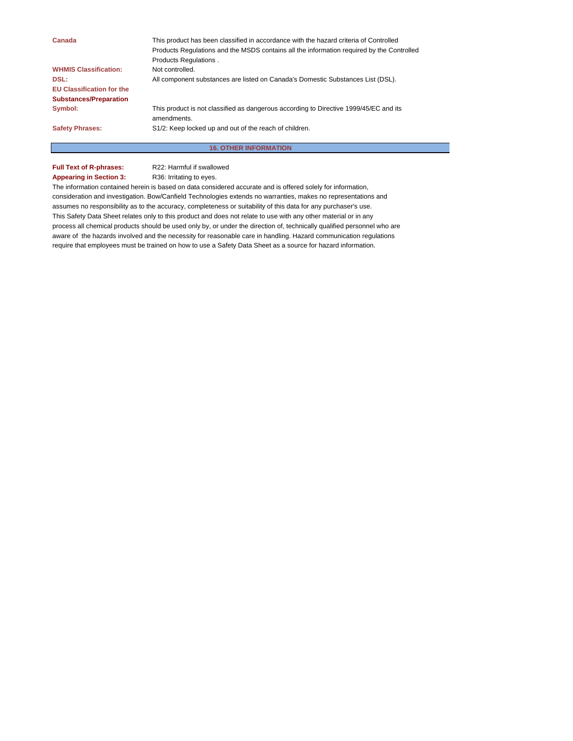**Canada** This product has been classified in accordance with the hazard criteria of Controlled Products Regulations and the MSDS contains all the information required by the Controlled Products Regulations .

**WHMIS Classification:** Not controlled.

**DSL:** All component substances are listed on Canada's Domestic Substances List (DSL).

**EU Classification for the Substances/Preparation**

**Symbol:** This product is not classified as dangerous according to Directive 1999/45/EC and its amendments.

**Safety Phrases:** S1/2: Keep locked up and out of the reach of children.

## 16. OTHER INFORMATION

**Full Text of R-phrases: Appearing in Section 3:** R22: Harmful if swallowed
R36: Irritating to eyes.

The information contained herein is based on data considered accurate and is offered solely for information, consideration and investigation. Bow/Canfield Technologies extends no warranties, makes no representations and assumes no responsibility as to the accuracy, completeness or suitability of this data for any purchaser's use. This Safety Data Sheet relates only to this product and does not relate to use with any other material or in any process all chemical products should be used only by, or under the direction of, technically qualified personnel who are aware of the hazards involved and the necessity for reasonable care in handling. Hazard communication regulations require that employees must be trained on how to use a Safety Data Sheet as a source for hazard information.